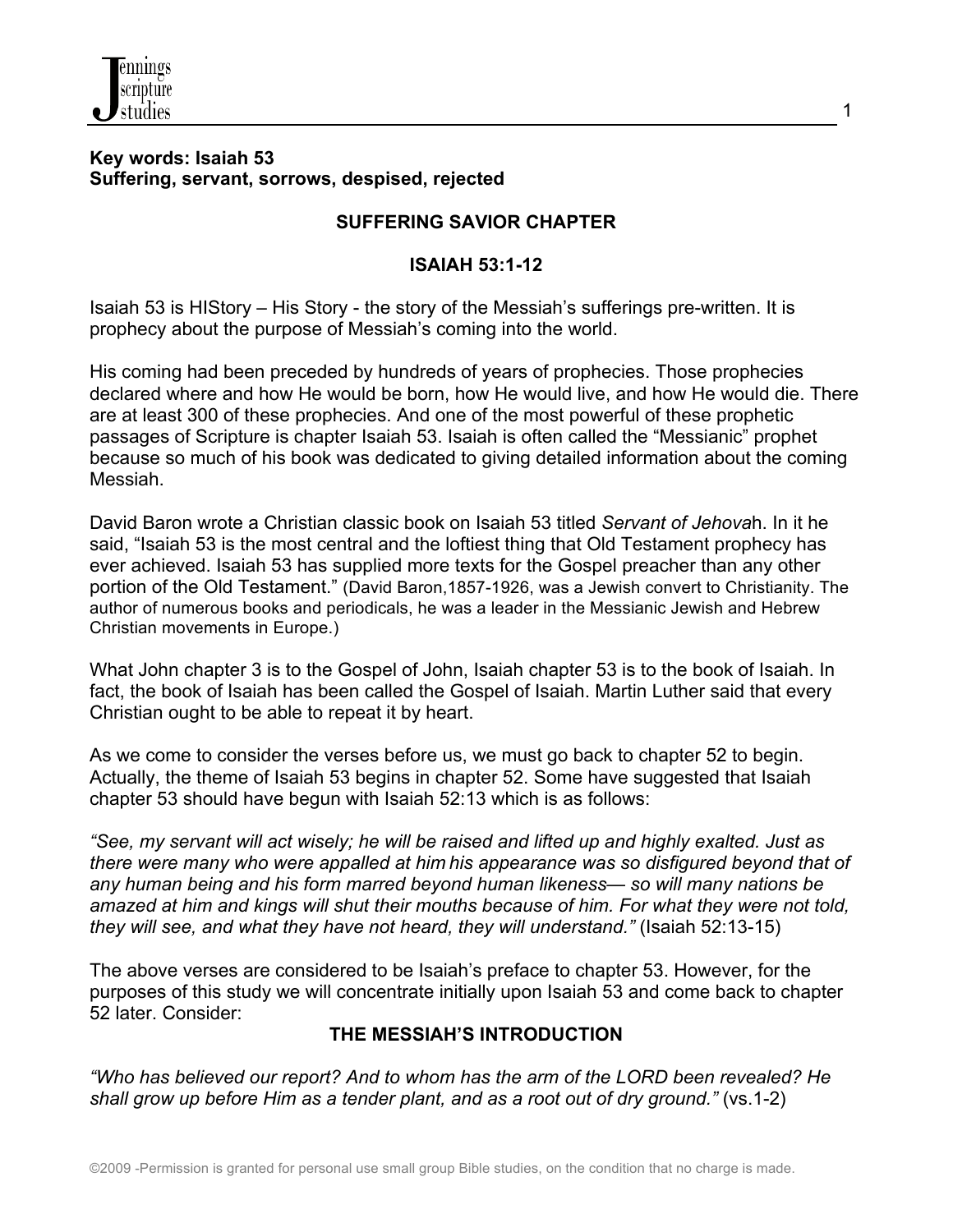**Key words: Isaiah 53**
**Suffering, servant, sorrows, despised, rejected**

## SUFFERING SAVIOR CHAPTER

## ISAIAH 53:1-12

Isaiah 53 is HIStory – His Story - the story of the Messiah's sufferings pre-written. It is prophecy about the purpose of Messiah's coming into the world.

His coming had been preceded by hundreds of years of prophecies. Those prophecies declared where and how He would be born, how He would live, and how He would die. There are at least 300 of these prophecies. And one of the most powerful of these prophetic passages of Scripture is chapter Isaiah 53. Isaiah is often called the "Messianic" prophet because so much of his book was dedicated to giving detailed information about the coming Messiah.

David Baron wrote a Christian classic book on Isaiah 53 titled *Servant of Jehova*h. In it he said, "Isaiah 53 is the most central and the loftiest thing that Old Testament prophecy has ever achieved. Isaiah 53 has supplied more texts for the Gospel preacher than any other portion of the Old Testament." (David Baron,1857-1926, was a Jewish convert to Christianity. The author of numerous books and periodicals, he was a leader in the Messianic Jewish and Hebrew Christian movements in Europe.)

What John chapter 3 is to the Gospel of John, Isaiah chapter 53 is to the book of Isaiah. In fact, the book of Isaiah has been called the Gospel of Isaiah. Martin Luther said that every Christian ought to be able to repeat it by heart.

As we come to consider the verses before us, we must go back to chapter 52 to begin. Actually, the theme of Isaiah 53 begins in chapter 52. Some have suggested that Isaiah chapter 53 should have begun with Isaiah 52:13 which is as follows:

*"See, my servant will act wisely; he will be raised and lifted up and highly exalted. Just as there were many who were appalled at him his appearance was so disfigured beyond that of any human being and his form marred beyond human likeness— so will many nations be amazed at him and kings will shut their mouths because of him. For what they were not told, they will see, and what they have not heard, they will understand."* (Isaiah 52:13-15)

The above verses are considered to be Isaiah's preface to chapter 53. However, for the purposes of this study we will concentrate initially upon Isaiah 53 and come back to chapter 52 later. Consider:

### THE MESSIAH'S INTRODUCTION

*"Who has believed our report? And to whom has the arm of the LORD been revealed? He shall grow up before Him as a tender plant, and as a root out of dry ground."* (vs.1-2)

©2009 -Permission is granted for personal use small group Bible studies, on the condition that no charge is made.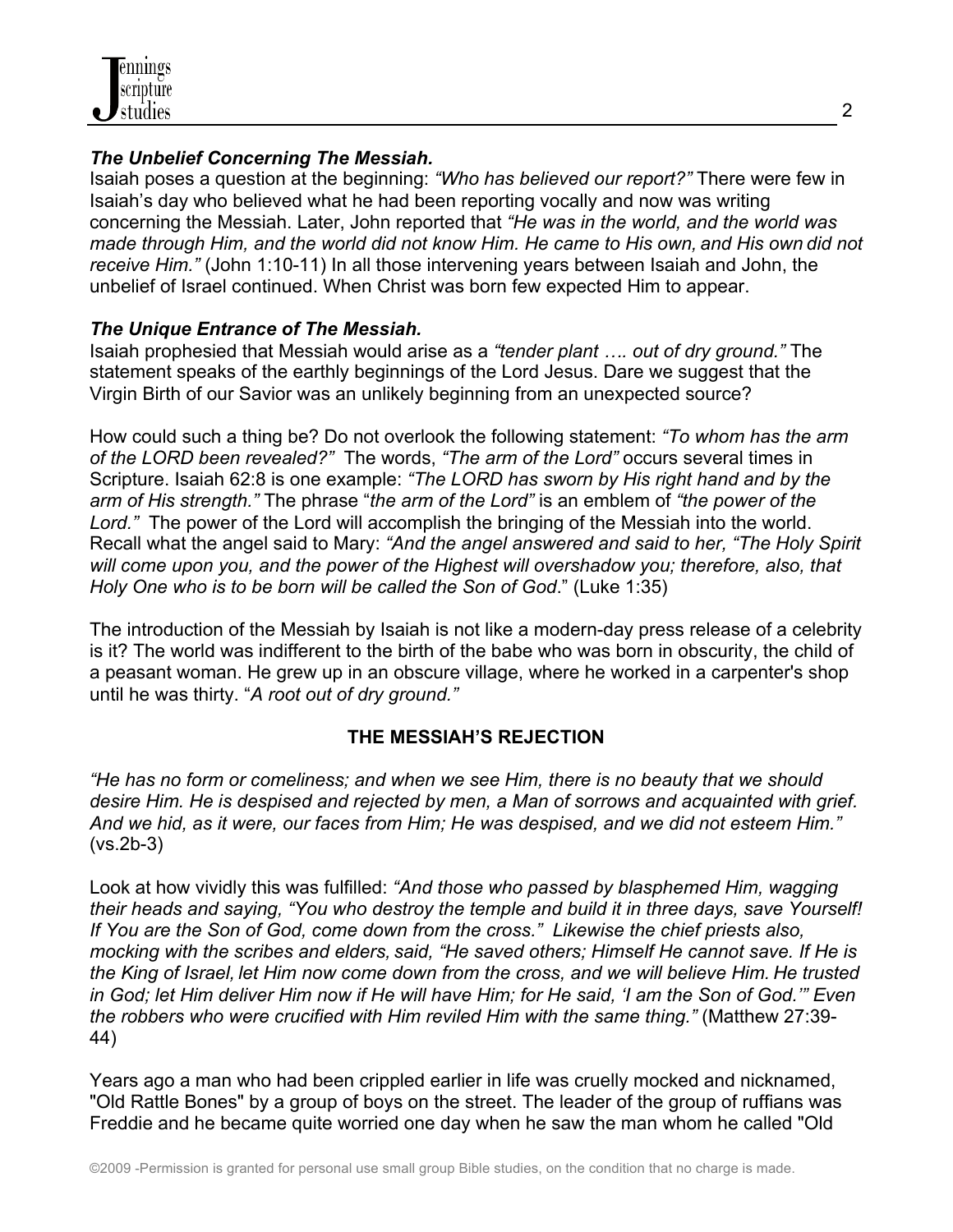***The Unbelief Concerning The Messiah.***

Isaiah poses a question at the beginning: *"Who has believed our report?"* There were few in Isaiah's day who believed what he had been reporting vocally and now was writing concerning the Messiah. Later, John reported that *"He was in the world, and the world was made through Him, and the world did not know Him. He came to His own, and His own did not receive Him."* (John 1:10-11) In all those intervening years between Isaiah and John, the unbelief of Israel continued. When Christ was born few expected Him to appear.

***The Unique Entrance of The Messiah.***

Isaiah prophesied that Messiah would arise as a *"tender plant …. out of dry ground."* The statement speaks of the earthly beginnings of the Lord Jesus. Dare we suggest that the Virgin Birth of our Savior was an unlikely beginning from an unexpected source?

How could such a thing be? Do not overlook the following statement: *"To whom has the arm of the LORD been revealed?"* The words, *"The arm of the Lord"* occurs several times in Scripture. Isaiah 62:8 is one example: *"The LORD has sworn by His right hand and by the arm of His strength."* The phrase "*the arm of the Lord"* is an emblem of *"the power of the Lord."* The power of the Lord will accomplish the bringing of the Messiah into the world. Recall what the angel said to Mary: *"And the angel answered and said to her, "The Holy Spirit will come upon you, and the power of the Highest will overshadow you; therefore, also, that Holy One who is to be born will be called the Son of God*." (Luke 1:35)

The introduction of the Messiah by Isaiah is not like a modern-day press release of a celebrity is it? The world was indifferent to the birth of the babe who was born in obscurity, the child of a peasant woman. He grew up in an obscure village, where he worked in a carpenter's shop until he was thirty. "*A root out of dry ground."*

## THE MESSIAH'S REJECTION

*"He has no form or comeliness; and when we see Him, there is no beauty that we should desire Him. He is despised and rejected by men, a Man of sorrows and acquainted with grief. And we hid, as it were, our faces from Him; He was despised, and we did not esteem Him."* (vs.2b-3)

Look at how vividly this was fulfilled: *"And those who passed by blasphemed Him, wagging their heads and saying, "You who destroy the temple and build it in three days, save Yourself! If You are the Son of God, come down from the cross." Likewise the chief priests also, mocking with the scribes and elders, said, "He saved others; Himself He cannot save. If He is the King of Israel, let Him now come down from the cross, and we will believe Him. He trusted in God; let Him deliver Him now if He will have Him; for He said, 'I am the Son of God.'" Even the robbers who were crucified with Him reviled Him with the same thing."* (Matthew 27:39-44)

Years ago a man who had been crippled earlier in life was cruelly mocked and nicknamed, "Old Rattle Bones" by a group of boys on the street. The leader of the group of ruffians was Freddie and he became quite worried one day when he saw the man whom he called "Old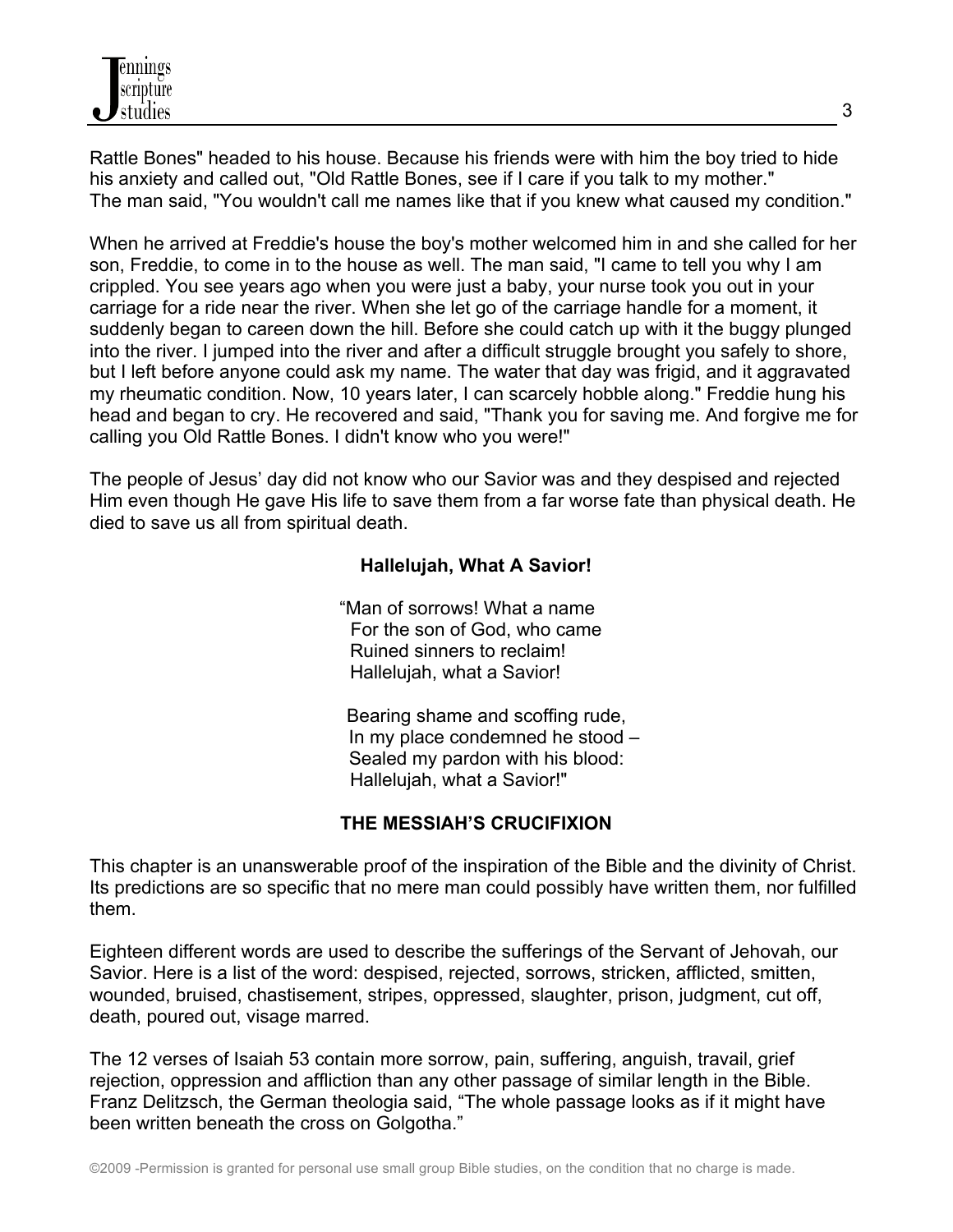Rattle Bones" headed to his house. Because his friends were with him the boy tried to hide his anxiety and called out, "Old Rattle Bones, see if I care if you talk to my mother." The man said, "You wouldn't call me names like that if you knew what caused my condition."

When he arrived at Freddie's house the boy's mother welcomed him in and she called for her son, Freddie, to come in to the house as well. The man said, "I came to tell you why I am crippled. You see years ago when you were just a baby, your nurse took you out in your carriage for a ride near the river. When she let go of the carriage handle for a moment, it suddenly began to careen down the hill. Before she could catch up with it the buggy plunged into the river. I jumped into the river and after a difficult struggle brought you safely to shore, but I left before anyone could ask my name. The water that day was frigid, and it aggravated my rheumatic condition. Now, 10 years later, I can scarcely hobble along." Freddie hung his head and began to cry. He recovered and said, "Thank you for saving me. And forgive me for calling you Old Rattle Bones. I didn't know who you were!"

The people of Jesus' day did not know who our Savior was and they despised and rejected Him even though He gave His life to save them from a far worse fate than physical death. He died to save us all from spiritual death.

**Hallelujah, What A Savior!**

"Man of sorrows! What a name
For the son of God, who came
Ruined sinners to reclaim!
Hallelujah, what a Savior!

Bearing shame and scoffing rude,
In my place condemned he stood –
Sealed my pardon with his blood:
Hallelujah, what a Savior!"

## THE MESSIAH'S CRUCIFIXION

This chapter is an unanswerable proof of the inspiration of the Bible and the divinity of Christ. Its predictions are so specific that no mere man could possibly have written them, nor fulfilled them.

Eighteen different words are used to describe the sufferings of the Servant of Jehovah, our Savior. Here is a list of the word: despised, rejected, sorrows, stricken, afflicted, smitten, wounded, bruised, chastisement, stripes, oppressed, slaughter, prison, judgment, cut off, death, poured out, visage marred.

The 12 verses of Isaiah 53 contain more sorrow, pain, suffering, anguish, travail, grief rejection, oppression and affliction than any other passage of similar length in the Bible. Franz Delitzsch, the German theologia said, "The whole passage looks as if it might have been written beneath the cross on Golgotha."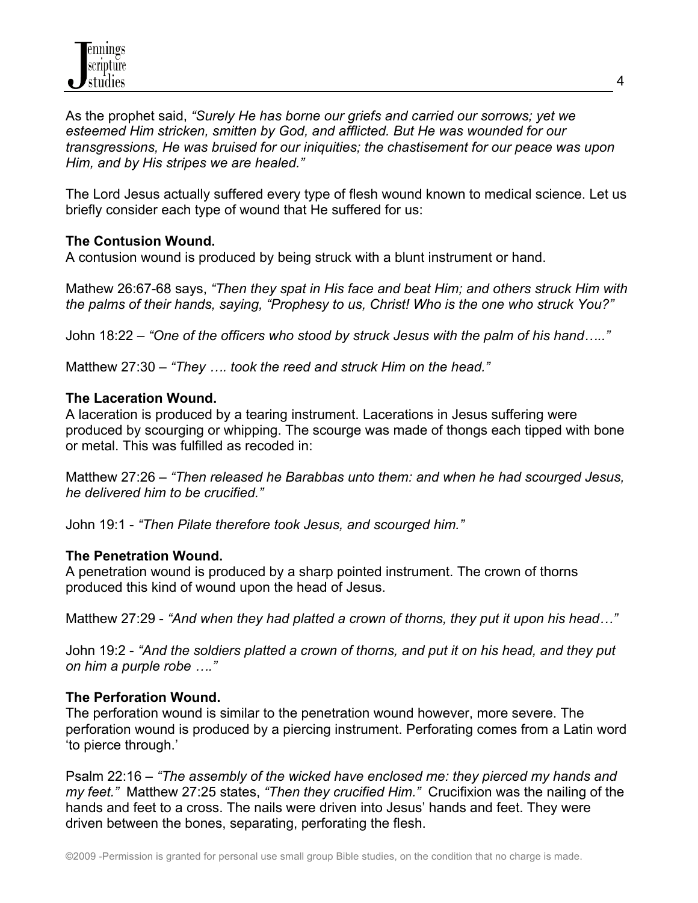As the prophet said, *"Surely He has borne our griefs and carried our sorrows; yet we esteemed Him stricken, smitten by God, and afflicted. But He was wounded for our transgressions, He was bruised for our iniquities; the chastisement for our peace was upon Him, and by His stripes we are healed."*

The Lord Jesus actually suffered every type of flesh wound known to medical science. Let us briefly consider each type of wound that He suffered for us:

**The Contusion Wound.**
A contusion wound is produced by being struck with a blunt instrument or hand.

Mathew 26:67-68 says, *"Then they spat in His face and beat Him; and others struck Him with the palms of their hands, saying, "Prophesy to us, Christ! Who is the one who struck You?"*

John 18:22 – *"One of the officers who stood by struck Jesus with the palm of his hand….."*

Matthew 27:30 – *"They …. took the reed and struck Him on the head."*

**The Laceration Wound.**
A laceration is produced by a tearing instrument. Lacerations in Jesus suffering were produced by scourging or whipping. The scourge was made of thongs each tipped with bone or metal. This was fulfilled as recoded in:

Matthew 27:26 – *"Then released he Barabbas unto them: and when he had scourged Jesus, he delivered him to be crucified."*

John 19:1 - *"Then Pilate therefore took Jesus, and scourged him."*

**The Penetration Wound.**
A penetration wound is produced by a sharp pointed instrument. The crown of thorns produced this kind of wound upon the head of Jesus.

Matthew 27:29 - *"And when they had platted a crown of thorns, they put it upon his head…"*

John 19:2 - *"And the soldiers platted a crown of thorns, and put it on his head, and they put on him a purple robe …."*

**The Perforation Wound.**
The perforation wound is similar to the penetration wound however, more severe. The perforation wound is produced by a piercing instrument. Perforating comes from a Latin word 'to pierce through.'

Psalm 22:16 – *"The assembly of the wicked have enclosed me: they pierced my hands and my feet."* Matthew 27:25 states, *"Then they crucified Him."* Crucifixion was the nailing of the hands and feet to a cross. The nails were driven into Jesus' hands and feet. They were driven between the bones, separating, perforating the flesh.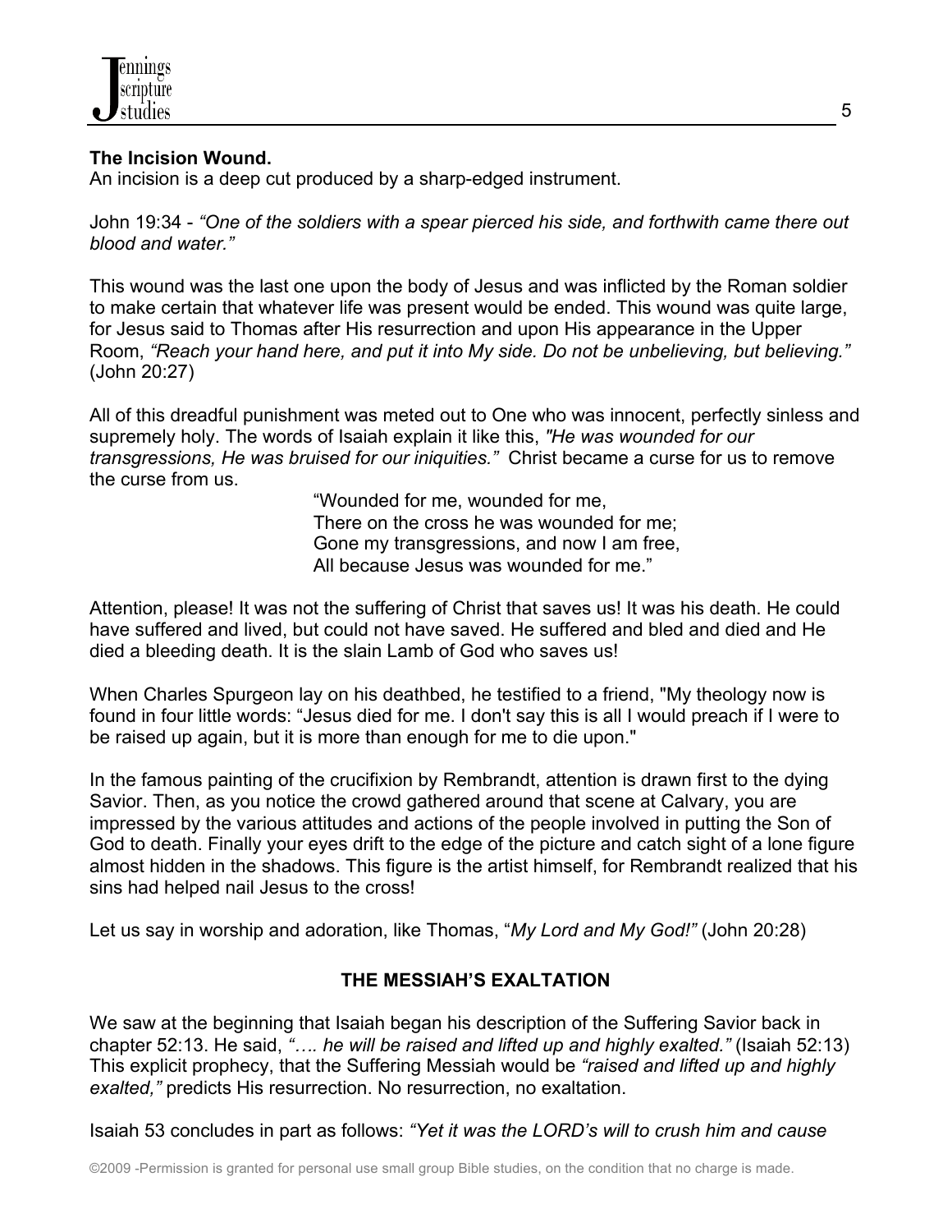**The Incision Wound.**
An incision is a deep cut produced by a sharp-edged instrument.

John 19:34 - *"One of the soldiers with a spear pierced his side, and forthwith came there out blood and water."*

This wound was the last one upon the body of Jesus and was inflicted by the Roman soldier to make certain that whatever life was present would be ended. This wound was quite large, for Jesus said to Thomas after His resurrection and upon His appearance in the Upper Room, *"Reach your hand here, and put it into My side. Do not be unbelieving, but believing."* (John 20:27)

All of this dreadful punishment was meted out to One who was innocent, perfectly sinless and supremely holy. The words of Isaiah explain it like this, *"He was wounded for our transgressions, He was bruised for our iniquities."* Christ became a curse for us to remove the curse from us.

> "Wounded for me, wounded for me,
> There on the cross he was wounded for me;
> Gone my transgressions, and now I am free,
> All because Jesus was wounded for me."

Attention, please! It was not the suffering of Christ that saves us! It was his death. He could have suffered and lived, but could not have saved. He suffered and bled and died and He died a bleeding death. It is the slain Lamb of God who saves us!

When Charles Spurgeon lay on his deathbed, he testified to a friend, "My theology now is found in four little words: "Jesus died for me. I don't say this is all I would preach if I were to be raised up again, but it is more than enough for me to die upon."

In the famous painting of the crucifixion by Rembrandt, attention is drawn first to the dying Savior. Then, as you notice the crowd gathered around that scene at Calvary, you are impressed by the various attitudes and actions of the people involved in putting the Son of God to death. Finally your eyes drift to the edge of the picture and catch sight of a lone figure almost hidden in the shadows. This figure is the artist himself, for Rembrandt realized that his sins had helped nail Jesus to the cross!

Let us say in worship and adoration, like Thomas, "*My Lord and My God!"* (John 20:28)

## THE MESSIAH'S EXALTATION

We saw at the beginning that Isaiah began his description of the Suffering Savior back in chapter 52:13. He said, *"…. he will be raised and lifted up and highly exalted."* (Isaiah 52:13) This explicit prophecy, that the Suffering Messiah would be *"raised and lifted up and highly exalted,"* predicts His resurrection. No resurrection, no exaltation.

Isaiah 53 concludes in part as follows: *"Yet it was the LORD's will to crush him and cause*

©2009 -Permission is granted for personal use small group Bible studies, on the condition that no charge is made.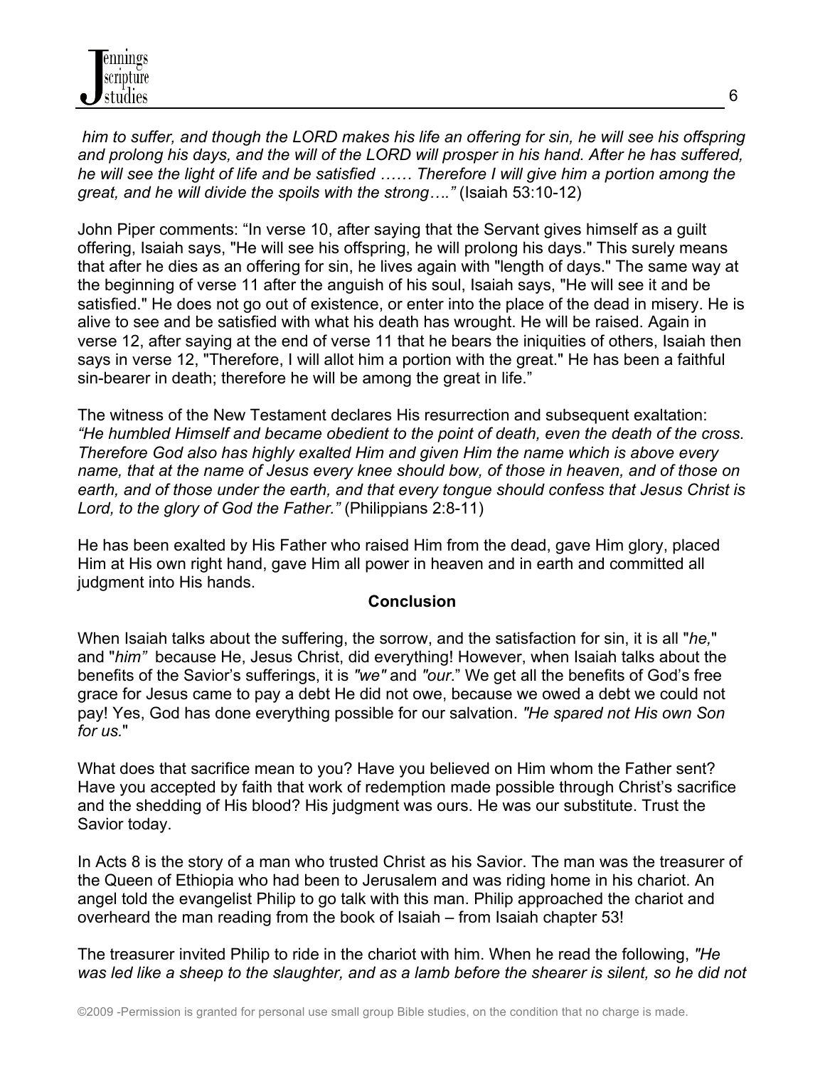*him to suffer, and though the LORD makes his life an offering for sin, he will see his offspring and prolong his days, and the will of the LORD will prosper in his hand. After he has suffered, he will see the light of life and be satisfied …… Therefore I will give him a portion among the great, and he will divide the spoils with the strong…."* (Isaiah 53:10-12)

John Piper comments: "In verse 10, after saying that the Servant gives himself as a guilt offering, Isaiah says, "He will see his offspring, he will prolong his days." This surely means that after he dies as an offering for sin, he lives again with "length of days." The same way at the beginning of verse 11 after the anguish of his soul, Isaiah says, "He will see it and be satisfied." He does not go out of existence, or enter into the place of the dead in misery. He is alive to see and be satisfied with what his death has wrought. He will be raised. Again in verse 12, after saying at the end of verse 11 that he bears the iniquities of others, Isaiah then says in verse 12, "Therefore, I will allot him a portion with the great." He has been a faithful sin-bearer in death; therefore he will be among the great in life."

The witness of the New Testament declares His resurrection and subsequent exaltation: *"He humbled Himself and became obedient to the point of death, even the death of the cross. Therefore God also has highly exalted Him and given Him the name which is above every name, that at the name of Jesus every knee should bow, of those in heaven, and of those on earth, and of those under the earth, and that every tongue should confess that Jesus Christ is Lord, to the glory of God the Father."* (Philippians 2:8-11)

He has been exalted by His Father who raised Him from the dead, gave Him glory, placed Him at His own right hand, gave Him all power in heaven and in earth and committed all judgment into His hands.

**Conclusion**

When Isaiah talks about the suffering, the sorrow, and the satisfaction for sin, it is all "*he,*" and "*him"* because He, Jesus Christ, did everything! However, when Isaiah talks about the benefits of the Savior's sufferings, it is *"we"* and *"our*." We get all the benefits of God's free grace for Jesus came to pay a debt He did not owe, because we owed a debt we could not pay! Yes, God has done everything possible for our salvation. *"He spared not His own Son for us.*"

What does that sacrifice mean to you? Have you believed on Him whom the Father sent? Have you accepted by faith that work of redemption made possible through Christ's sacrifice and the shedding of His blood? His judgment was ours. He was our substitute. Trust the Savior today.

In Acts 8 is the story of a man who trusted Christ as his Savior. The man was the treasurer of the Queen of Ethiopia who had been to Jerusalem and was riding home in his chariot. An angel told the evangelist Philip to go talk with this man. Philip approached the chariot and overheard the man reading from the book of Isaiah – from Isaiah chapter 53!

The treasurer invited Philip to ride in the chariot with him. When he read the following, *"He was led like a sheep to the slaughter, and as a lamb before the shearer is silent, so he did not*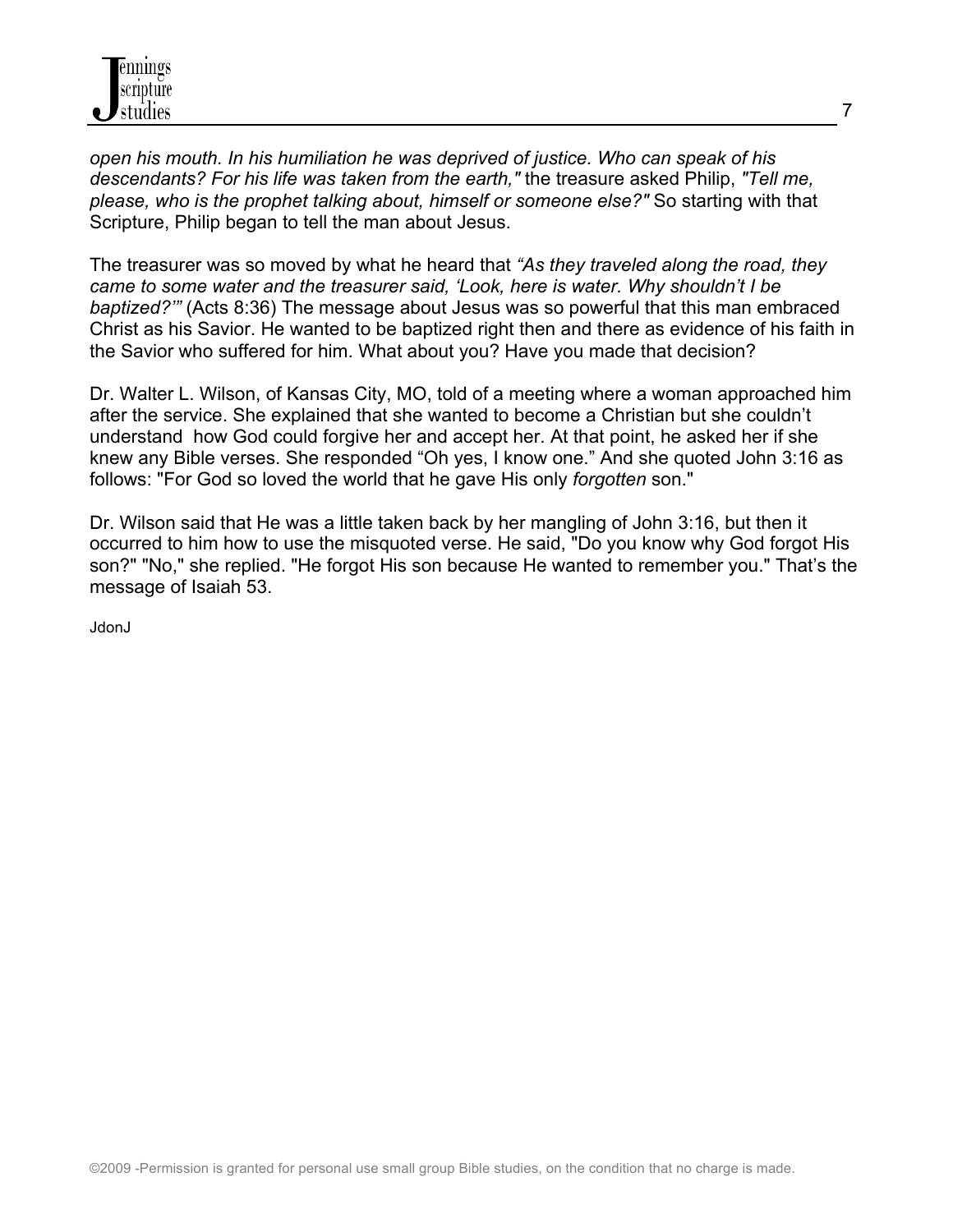*open his mouth. In his humiliation he was deprived of justice. Who can speak of his descendants? For his life was taken from the earth,"* the treasure asked Philip, *"Tell me, please, who is the prophet talking about, himself or someone else?"* So starting with that Scripture, Philip began to tell the man about Jesus.

The treasurer was so moved by what he heard that *"As they traveled along the road, they came to some water and the treasurer said, 'Look, here is water. Why shouldn't I be baptized?'"* (Acts 8:36) The message about Jesus was so powerful that this man embraced Christ as his Savior. He wanted to be baptized right then and there as evidence of his faith in the Savior who suffered for him. What about you? Have you made that decision?

Dr. Walter L. Wilson, of Kansas City, MO, told of a meeting where a woman approached him after the service. She explained that she wanted to become a Christian but she couldn't understand  how God could forgive her and accept her. At that point, he asked her if she knew any Bible verses. She responded "Oh yes, I know one." And she quoted John 3:16 as follows: "For God so loved the world that he gave His only *forgotten* son."

Dr. Wilson said that He was a little taken back by her mangling of John 3:16, but then it occurred to him how to use the misquoted verse. He said, "Do you know why God forgot His son?" "No," she replied. "He forgot His son because He wanted to remember you." That's the message of Isaiah 53.

JdonJ